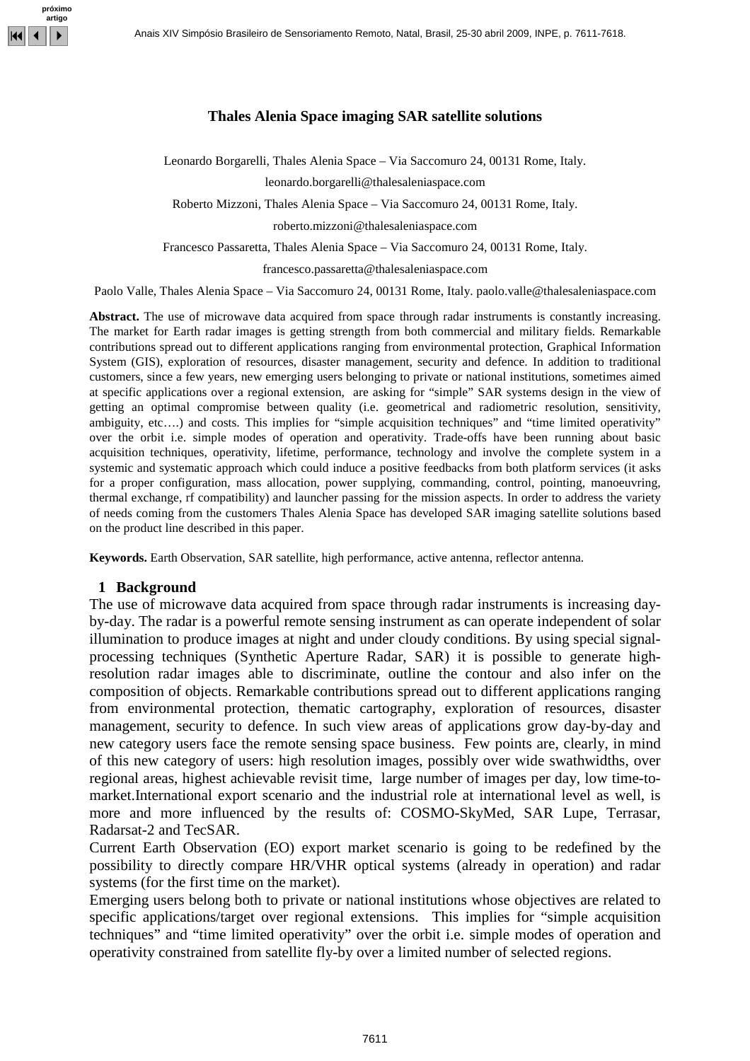# Thales Alenia Space imaging SAR satellite solutions

Leonardo Borgarelli, Thales Alenia Space – Via Saccomuro 24, 00131 Rome, Italy.
leonardo.borgarelli@thalesaleniaspace.com

Roberto Mizzoni, Thales Alenia Space – Via Saccomuro 24, 00131 Rome, Italy.
roberto.mizzoni@thalesaleniaspace.com

Francesco Passaretta, Thales Alenia Space – Via Saccomuro 24, 00131 Rome, Italy.
francesco.passaretta@thalesaleniaspace.com

Paolo Valle, Thales Alenia Space – Via Saccomuro 24, 00131 Rome, Italy. paolo.valle@thalesaleniaspace.com

**Abstract.** The use of microwave data acquired from space through radar instruments is constantly increasing. The market for Earth radar images is getting strength from both commercial and military fields. Remarkable contributions spread out to different applications ranging from environmental protection, Graphical Information System (GIS), exploration of resources, disaster management, security and defence. In addition to traditional customers, since a few years, new emerging users belonging to private or national institutions, sometimes aimed at specific applications over a regional extension, are asking for "simple" SAR systems design in the view of getting an optimal compromise between quality (i.e. geometrical and radiometric resolution, sensitivity, ambiguity, etc….) and costs. This implies for "simple acquisition techniques" and "time limited operativity" over the orbit i.e. simple modes of operation and operativity. Trade-offs have been running about basic acquisition techniques, operativity, lifetime, performance, technology and involve the complete system in a systemic and systematic approach which could induce a positive feedbacks from both platform services (it asks for a proper configuration, mass allocation, power supplying, commanding, control, pointing, manoeuvring, thermal exchange, rf compatibility) and launcher passing for the mission aspects. In order to address the variety of needs coming from the customers Thales Alenia Space has developed SAR imaging satellite solutions based on the product line described in this paper.

**Keywords.** Earth Observation, SAR satellite, high performance, active antenna, reflector antenna.

## 1 Background

The use of microwave data acquired from space through radar instruments is increasing day-by-day. The radar is a powerful remote sensing instrument as can operate independent of solar illumination to produce images at night and under cloudy conditions. By using special signal-processing techniques (Synthetic Aperture Radar, SAR) it is possible to generate high-resolution radar images able to discriminate, outline the contour and also infer on the composition of objects. Remarkable contributions spread out to different applications ranging from environmental protection, thematic cartography, exploration of resources, disaster management, security to defence. In such view areas of applications grow day-by-day and new category users face the remote sensing space business. Few points are, clearly, in mind of this new category of users: high resolution images, possibly over wide swathwidths, over regional areas, highest achievable revisit time, large number of images per day, low time-to-market.International export scenario and the industrial role at international level as well, is more and more influenced by the results of: COSMO-SkyMed, SAR Lupe, Terrasar, Radarsat-2 and TecSAR.

Current Earth Observation (EO) export market scenario is going to be redefined by the possibility to directly compare HR/VHR optical systems (already in operation) and radar systems (for the first time on the market).

Emerging users belong both to private or national institutions whose objectives are related to specific applications/target over regional extensions. This implies for "simple acquisition techniques" and "time limited operativity" over the orbit i.e. simple modes of operation and operativity constrained from satellite fly-by over a limited number of selected regions.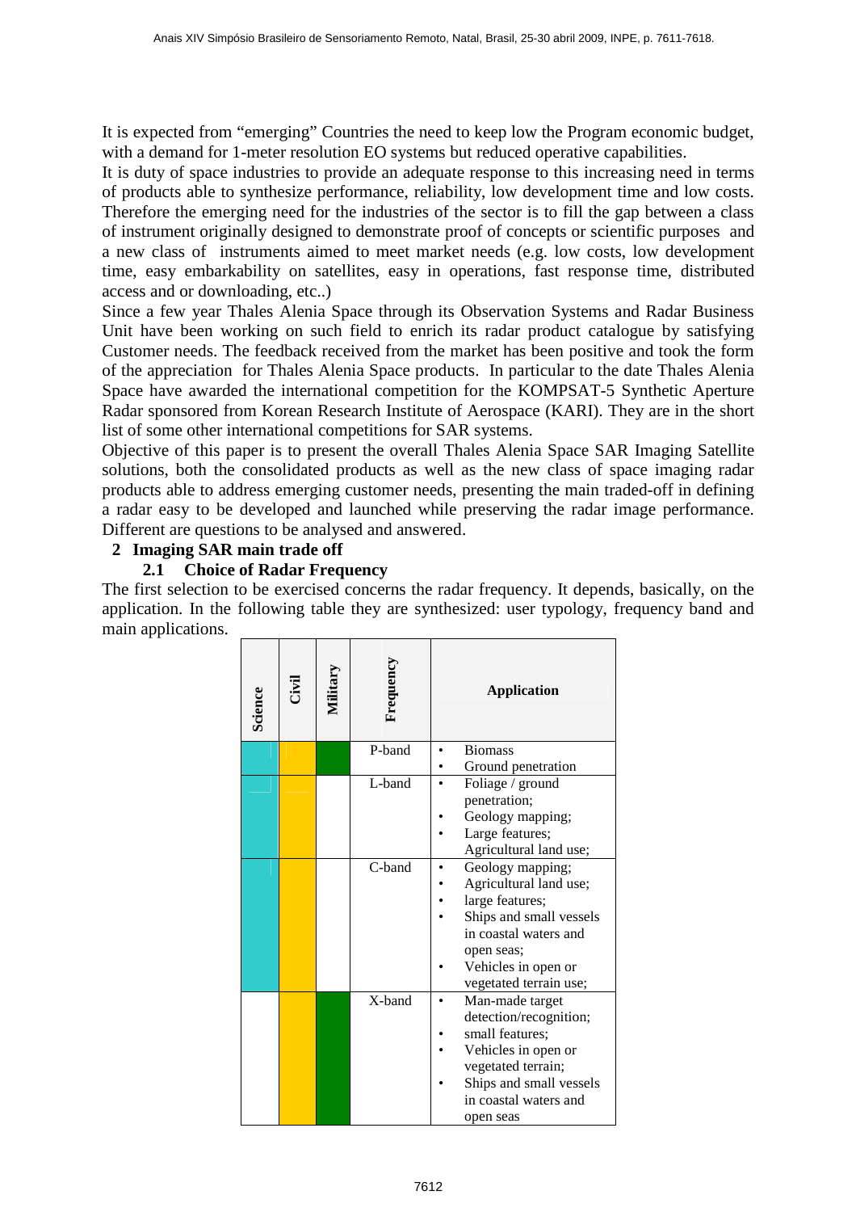It is expected from "emerging" Countries the need to keep low the Program economic budget, with a demand for 1-meter resolution EO systems but reduced operative capabilities.

It is duty of space industries to provide an adequate response to this increasing need in terms of products able to synthesize performance, reliability, low development time and low costs. Therefore the emerging need for the industries of the sector is to fill the gap between a class of instrument originally designed to demonstrate proof of concepts or scientific purposes and a new class of instruments aimed to meet market needs (e.g. low costs, low development time, easy embarkability on satellites, easy in operations, fast response time, distributed access and or downloading, etc..)

Since a few year Thales Alenia Space through its Observation Systems and Radar Business Unit have been working on such field to enrich its radar product catalogue by satisfying Customer needs. The feedback received from the market has been positive and took the form of the appreciation for Thales Alenia Space products. In particular to the date Thales Alenia Space have awarded the international competition for the KOMPSAT-5 Synthetic Aperture Radar sponsored from Korean Research Institute of Aerospace (KARI). They are in the short list of some other international competitions for SAR systems.

Objective of this paper is to present the overall Thales Alenia Space SAR Imaging Satellite solutions, both the consolidated products as well as the new class of space imaging radar products able to address emerging customer needs, presenting the main traded-off in defining a radar easy to be developed and launched while preserving the radar image performance. Different are questions to be analysed and answered.

## 2 Imaging SAR main trade off

### 2.1 Choice of Radar Frequency

The first selection to be exercised concerns the radar frequency. It depends, basically, on the application. In the following table they are synthesized: user typology, frequency band and main applications.

| Science | Civil | Military | Frequency | Application |
|---|---|---|---|---|
| ■ | ■ | ■ | P-band | • Biomass<br>• Ground penetration |
| ■ | ■ | | L-band | • Foliage / ground penetration;<br>• Geology mapping;<br>• Large features;<br>Agricultural land use; |
| ■ | ■ | | C-band | • Geology mapping;<br>• Agricultural land use;<br>• large features;<br>• Ships and small vessels in coastal waters and open seas;<br>• Vehicles in open or vegetated terrain use; |
| | ■ | ■ | X-band | • Man-made target detection/recognition;<br>• small features;<br>• Vehicles in open or vegetated terrain;<br>• Ships and small vessels in coastal waters and open seas |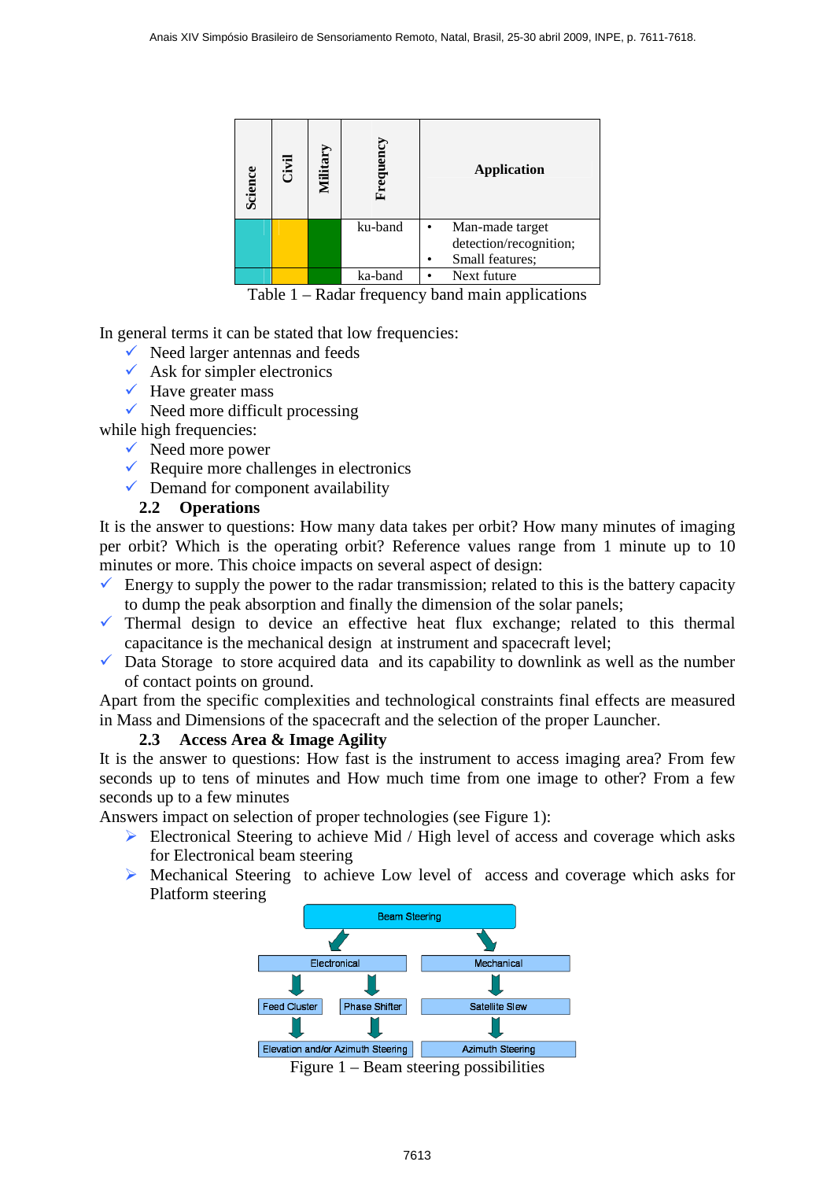| Science | Civil | Military | Frequency | Application |
|---|---|---|---|---|
| | | | ku-band | • Man-made target detection/recognition;<br>• Small features; |
| | | | ka-band | • Next future |

Table 1 – Radar frequency band main applications

In general terms it can be stated that low frequencies:

- ✓ Need larger antennas and feeds
- ✓ Ask for simpler electronics
- ✓ Have greater mass
- ✓ Need more difficult processing

while high frequencies:

- ✓ Need more power
- ✓ Require more challenges in electronics
- ✓ Demand for component availability

### 2.2 Operations

It is the answer to questions: How many data takes per orbit? How many minutes of imaging per orbit? Which is the operating orbit? Reference values range from 1 minute up to 10 minutes or more. This choice impacts on several aspect of design:

- ✓ Energy to supply the power to the radar transmission; related to this is the battery capacity to dump the peak absorption and finally the dimension of the solar panels;
- ✓ Thermal design to device an effective heat flux exchange; related to this thermal capacitance is the mechanical design at instrument and spacecraft level;
- ✓ Data Storage to store acquired data and its capability to downlink as well as the number of contact points on ground.

Apart from the specific complexities and technological constraints final effects are measured in Mass and Dimensions of the spacecraft and the selection of the proper Launcher.

### 2.3 Access Area & Image Agility

It is the answer to questions: How fast is the instrument to access imaging area? From few seconds up to tens of minutes and How much time from one image to other? From a few seconds up to a few minutes

Answers impact on selection of proper technologies (see Figure 1):

- ➢ Electronical Steering to achieve Mid / High level of access and coverage which asks for Electronical beam steering
- ➢ Mechanical Steering to achieve Low level of access and coverage which asks for Platform steering

Beam Steering
- Electronical
  - Feed Cluster → Elevation and/or Azimuth Steering
  - Phase Shifter → Elevation and/or Azimuth Steering
- Mechanical
  - Satellite Slew → Azimuth Steering

Figure 1 – Beam steering possibilities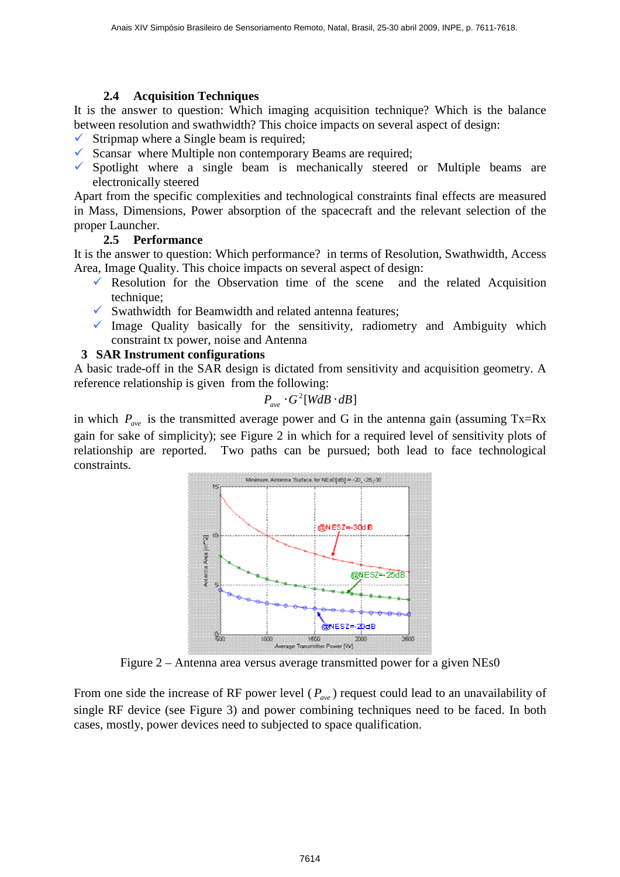### 2.4 Acquisition Techniques

It is the answer to question: Which imaging acquisition technique? Which is the balance between resolution and swathwidth? This choice impacts on several aspect of design:

- ✓ Stripmap where a Single beam is required;
- ✓ Scansar where Multiple non contemporary Beams are required;
- ✓ Spotlight where a single beam is mechanically steered or Multiple beams are electronically steered

Apart from the specific complexities and technological constraints final effects are measured in Mass, Dimensions, Power absorption of the spacecraft and the relevant selection of the proper Launcher.

### 2.5 Performance

It is the answer to question: Which performance? in terms of Resolution, Swathwidth, Access Area, Image Quality. This choice impacts on several aspect of design:

- ✓ Resolution for the Observation time of the scene and the related Acquisition technique;
- ✓ Swathwidth for Beamwidth and related antenna features;
- ✓ Image Quality basically for the sensitivity, radiometry and Ambiguity which constraint tx power, noise and Antenna

## 3 SAR Instrument configurations

A basic trade-off in the SAR design is dictated from sensitivity and acquisition geometry. A reference relationship is given from the following:

$$P_{ave} \cdot G^2 [WdB \cdot dB]$$

in which $P_{ave}$ is the transmitted average power and G in the antenna gain (assuming Tx=Rx gain for sake of simplicity); see Figure 2 in which for a required level of sensitivity plots of relationship are reported. Two paths can be pursued; both lead to face technological constraints.

Figure 2 – Antenna area versus average transmitted power for a given NEs0

From one side the increase of RF power level ($P_{ave}$) request could lead to an unavailability of single RF device (see Figure 3) and power combining techniques need to be faced. In both cases, mostly, power devices need to subjected to space qualification.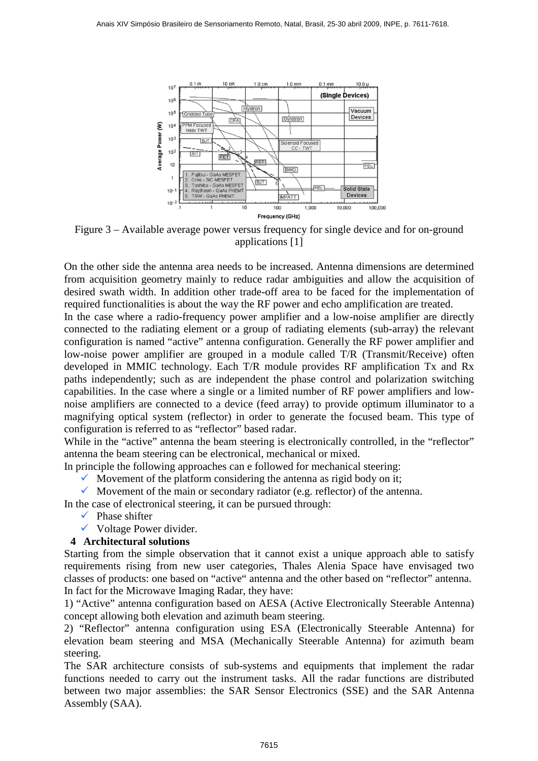Figure 3 – Available average power versus frequency for single device and for on-ground applications [1]

On the other side the antenna area needs to be increased. Antenna dimensions are determined from acquisition geometry mainly to reduce radar ambiguities and allow the acquisition of desired swath width. In addition other trade-off area to be faced for the implementation of required functionalities is about the way the RF power and echo amplification are treated.
In the case where a radio-frequency power amplifier and a low-noise amplifier are directly connected to the radiating element or a group of radiating elements (sub-array) the relevant configuration is named "active" antenna configuration. Generally the RF power amplifier and low-noise power amplifier are grouped in a module called T/R (Transmit/Receive) often developed in MMIC technology. Each T/R module provides RF amplification Tx and Rx paths independently; such as are independent the phase control and polarization switching capabilities. In the case where a single or a limited number of RF power amplifiers and low-noise amplifiers are connected to a device (feed array) to provide optimum illuminator to a magnifying optical system (reflector) in order to generate the focused beam. This type of configuration is referred to as "reflector" based radar.
While in the "active" antenna the beam steering is electronically controlled, in the "reflector" antenna the beam steering can be electronical, mechanical or mixed.
In principle the following approaches can e followed for mechanical steering:

- ✓ Movement of the platform considering the antenna as rigid body on it;
- ✓ Movement of the main or secondary radiator (e.g. reflector) of the antenna.

In the case of electronical steering, it can be pursued through:

- ✓ Phase shifter
- ✓ Voltage Power divider.

## 4 Architectural solutions

Starting from the simple observation that it cannot exist a unique approach able to satisfy requirements rising from new user categories, Thales Alenia Space have envisaged two classes of products: one based on "active" antenna and the other based on "reflector" antenna.
In fact for the Microwave Imaging Radar, they have:
1) "Active" antenna configuration based on AESA (Active Electronically Steerable Antenna) concept allowing both elevation and azimuth beam steering.
2) "Reflector" antenna configuration using ESA (Electronically Steerable Antenna) for elevation beam steering and MSA (Mechanically Steerable Antenna) for azimuth beam steering.
The SAR architecture consists of sub-systems and equipments that implement the radar functions needed to carry out the instrument tasks. All the radar functions are distributed between two major assemblies: the SAR Sensor Electronics (SSE) and the SAR Antenna Assembly (SAA).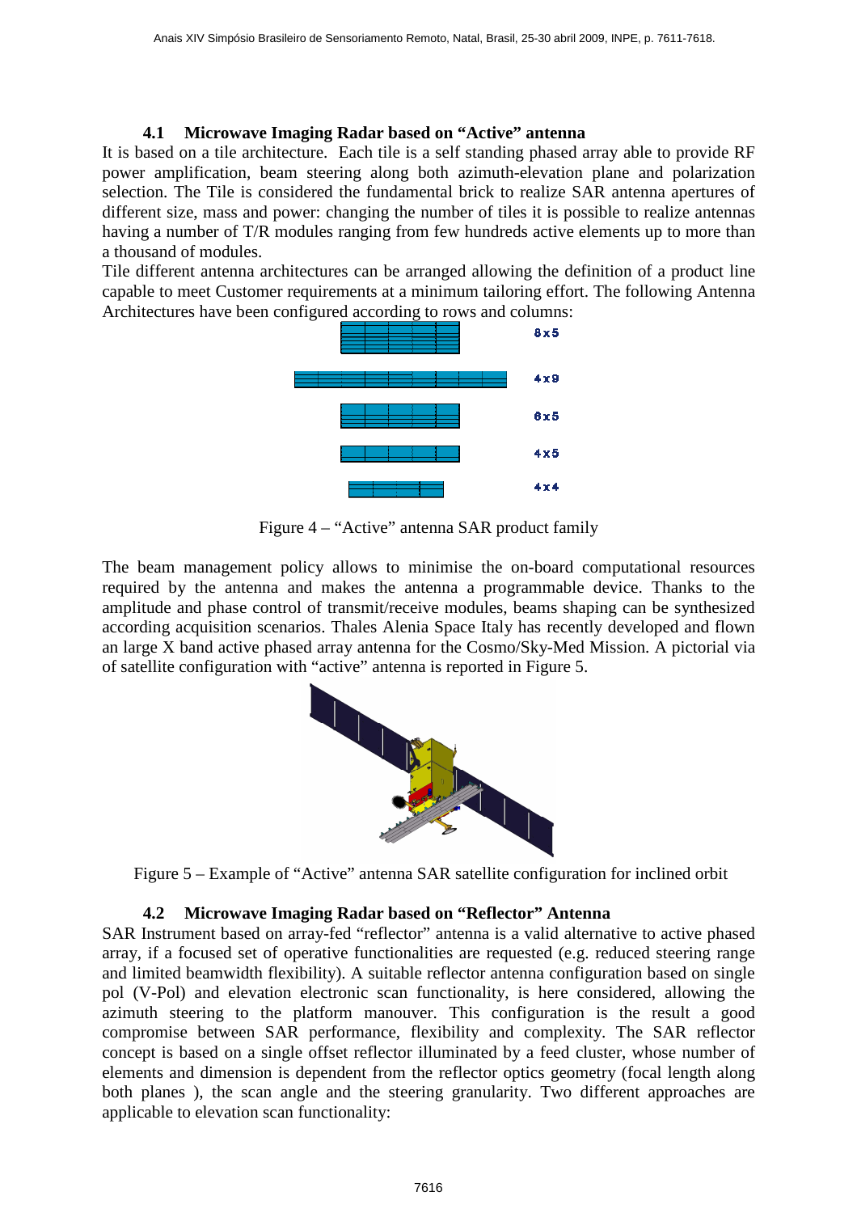### 4.1 Microwave Imaging Radar based on "Active" antenna

It is based on a tile architecture. Each tile is a self standing phased array able to provide RF power amplification, beam steering along both azimuth-elevation plane and polarization selection. The Tile is considered the fundamental brick to realize SAR antenna apertures of different size, mass and power: changing the number of tiles it is possible to realize antennas having a number of T/R modules ranging from few hundreds active elements up to more than a thousand of modules.

Tile different antenna architectures can be arranged allowing the definition of a product line capable to meet Customer requirements at a minimum tailoring effort. The following Antenna Architectures have been configured according to rows and columns:

8x5

4x9

6x5

4x5

4x4

Figure 4 – "Active" antenna SAR product family

The beam management policy allows to minimise the on-board computational resources required by the antenna and makes the antenna a programmable device. Thanks to the amplitude and phase control of transmit/receive modules, beams shaping can be synthesized according acquisition scenarios. Thales Alenia Space Italy has recently developed and flown an large X band active phased array antenna for the Cosmo/Sky-Med Mission. A pictorial via of satellite configuration with "active" antenna is reported in Figure 5.

Figure 5 – Example of "Active" antenna SAR satellite configuration for inclined orbit

### 4.2 Microwave Imaging Radar based on "Reflector" Antenna

SAR Instrument based on array-fed "reflector" antenna is a valid alternative to active phased array, if a focused set of operative functionalities are requested (e.g. reduced steering range and limited beamwidth flexibility). A suitable reflector antenna configuration based on single pol (V-Pol) and elevation electronic scan functionality, is here considered, allowing the azimuth steering to the platform manouver. This configuration is the result a good compromise between SAR performance, flexibility and complexity. The SAR reflector concept is based on a single offset reflector illuminated by a feed cluster, whose number of elements and dimension is dependent from the reflector optics geometry (focal length along both planes ), the scan angle and the steering granularity. Two different approaches are applicable to elevation scan functionality: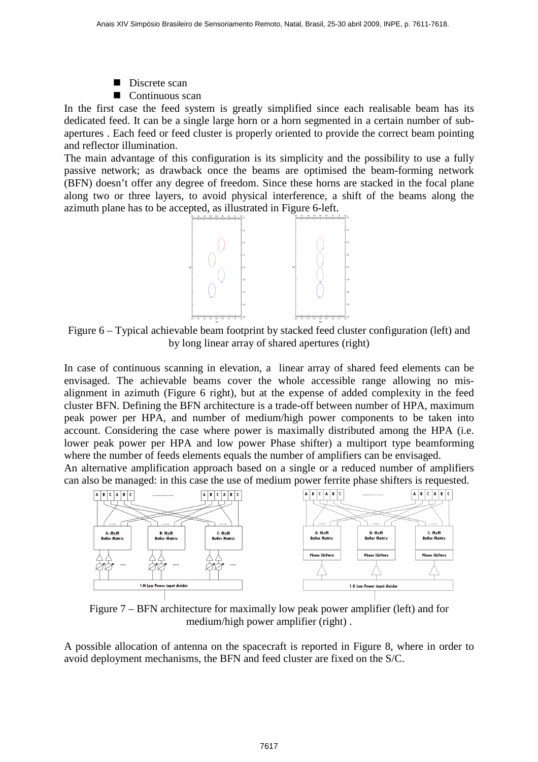- Discrete scan
- Continuous scan

In the first case the feed system is greatly simplified since each realisable beam has its dedicated feed. It can be a single large horn or a horn segmented in a certain number of sub-apertures . Each feed or feed cluster is properly oriented to provide the correct beam pointing and reflector illumination.

The main advantage of this configuration is its simplicity and the possibility to use a fully passive network; as drawback once the beams are optimised the beam-forming network (BFN) doesn't offer any degree of freedom. Since these horns are stacked in the focal plane along two or three layers, to avoid physical interference, a shift of the beams along the azimuth plane has to be accepted, as illustrated in Figure 6-left.

Figure 6 – Typical achievable beam footprint by stacked feed cluster configuration (left) and by long linear array of shared apertures (right)

In case of continuous scanning in elevation, a linear array of shared feed elements can be envisaged. The achievable beams cover the whole accessible range allowing no mis-alignment in azimuth (Figure 6 right), but at the expense of added complexity in the feed cluster BFN. Defining the BFN architecture is a trade-off between number of HPA, maximum peak power per HPA, and number of medium/high power components to be taken into account. Considering the case where power is maximally distributed among the HPA (i.e. lower peak power per HPA and low power Phase shifter) a multiport type beamforming where the number of feeds elements equals the number of amplifiers can be envisaged.

An alternative amplification approach based on a single or a reduced number of amplifiers can also be managed: in this case the use of medium power ferrite phase shifters is requested.

Figure 7 – BFN architecture for maximally low peak power amplifier (left) and for medium/high power amplifier (right) .

A possible allocation of antenna on the spacecraft is reported in Figure 8, where in order to avoid deployment mechanisms, the BFN and feed cluster are fixed on the S/C.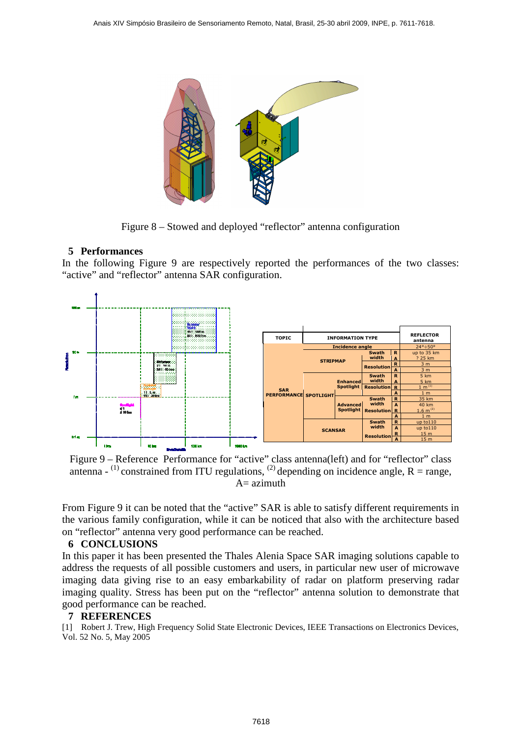Figure 8 – Stowed and deployed "reflector" antenna configuration

## 5 Performances

In the following Figure 9 are respectively reported the performances of the two classes: "active" and "reflector" antenna SAR configuration.

| TOPIC | INFORMATION TYPE | | | | REFLECTOR antenna |
|---|---|---|---|---|---|
| SAR PERFORMANCE | Incidence angle | | | | 24°÷50° |
| | STRIPMAP | | Swath width | R | up to 35 km |
| | | | | A | ? 25 km |
| | | | Resolution | R | 3 m |
| | | | | A | 3 m |
| | SPOTLIGHT | Enhanced Spotlight | Swath width | R | 5 km |
| | | | | A | 5 km |
| | | | Resolution | R | 1 m (1) |
| | | | | A | 1 m |
| | | Advanced Spotlight | Swath width | R | 35 km |
| | | | | A | 40 km |
| | | | Resolution | R | 1.6 m (2) |
| | | | | A | 1 m |
| | SCANSAR | | Swath width | R | up to110 |
| | | | | A | up to110 |
| | | | Resolution | R | 15 m |
| | | | | A | 15 m |

Figure 9 – Reference Performance for "active" class antenna(left) and for "reflector" class antenna - (1) constrained from ITU regulations, (2) depending on incidence angle, R = range, A= azimuth

From Figure 9 it can be noted that the "active" SAR is able to satisfy different requirements in the various family configuration, while it can be noticed that also with the architecture based on "reflector" antenna very good performance can be reached.

## 6 CONCLUSIONS

In this paper it has been presented the Thales Alenia Space SAR imaging solutions capable to address the requests of all possible customers and users, in particular new user of microwave imaging data giving rise to an easy embarkability of radar on platform preserving radar imaging quality. Stress has been put on the "reflector" antenna solution to demonstrate that good performance can be reached.

## 7 REFERENCES

[1] Robert J. Trew, High Frequency Solid State Electronic Devices, IEEE Transactions on Electronics Devices, Vol. 52 No. 5, May 2005